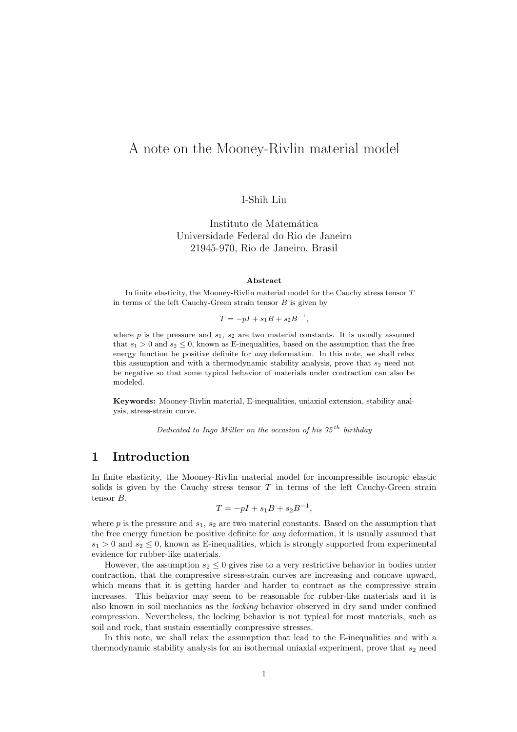# A note on the Mooney-Rivlin material model

I-Shih Liu

Instituto de Matemática
Universidade Federal do Rio de Janeiro
21945-970, Rio de Janeiro, Brasil

**Abstract**

In finite elasticity, the Mooney-Rivlin material model for the Cauchy stress tensor $T$ in terms of the left Cauchy-Green strain tensor $B$ is given by

$$T = -pI + s_1 B + s_2 B^{-1},$$

where $p$ is the pressure and $s_1$, $s_2$ are two material constants. It is usually assumed that $s_1 > 0$ and $s_2 \leq 0$, known as E-inequalities, based on the assumption that the free energy function be positive definite for *any* deformation. In this note, we shall relax this assumption and with a thermodynamic stability analysis, prove that $s_2$ need not be negative so that some typical behavior of materials under contraction can also be modeled.

**Keywords:** Mooney-Rivlin material, E-inequalities, uniaxial extension, stability analysis, stress-strain curve.

*Dedicated to Ingo Müller on the occasion of his $75^{th}$ birthday*

## 1 Introduction

In finite elasticity, the Mooney-Rivlin material model for incompressible isotropic elastic solids is given by the Cauchy stress tensor $T$ in terms of the left Cauchy-Green strain tensor $B$,

$$T = -pI + s_1 B + s_2 B^{-1},$$

where $p$ is the pressure and $s_1$, $s_2$ are two material constants. Based on the assumption that the free energy function be positive definite for *any* deformation, it is usually assumed that $s_1 > 0$ and $s_2 \leq 0$, known as E-inequalities, which is strongly supported from experimental evidence for rubber-like materials.

However, the assumption $s_2 \leq 0$ gives rise to a very restrictive behavior in bodies under contraction, that the compressive stress-strain curves are increasing and concave upward, which means that it is getting harder and harder to contract as the compressive strain increases. This behavior may seem to be reasonable for rubber-like materials and it is also known in soil mechanics as the *locking* behavior observed in dry sand under confined compression. Nevertheless, the locking behavior is not typical for most materials, such as soil and rock, that sustain essentially compressive stresses.

In this note, we shall relax the assumption that lead to the E-inequalities and with a thermodynamic stability analysis for an isothermal uniaxial experiment, prove that $s_2$ need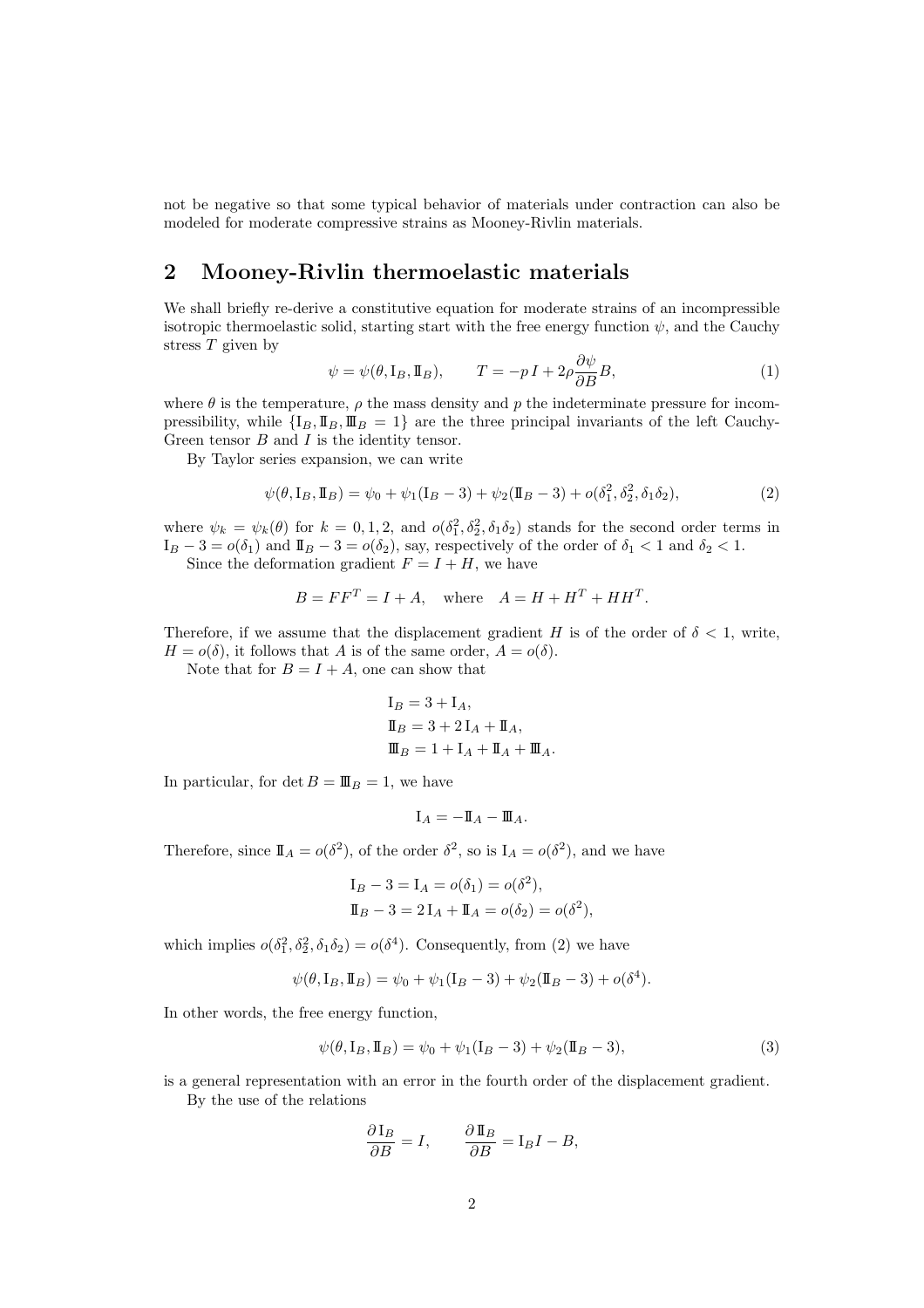not be negative so that some typical behavior of materials under contraction can also be modeled for moderate compressive strains as Mooney-Rivlin materials.

## 2 Mooney-Rivlin thermoelastic materials

We shall briefly re-derive a constitutive equation for moderate strains of an incompressible isotropic thermoelastic solid, starting start with the free energy function $\psi$, and the Cauchy stress $T$ given by

$$\psi = \psi(\theta, \mathrm{I}_B, \mathrm{II}_B), \qquad T = -p\, I + 2\rho \frac{\partial \psi}{\partial B} B, \tag{1}$$

where $\theta$ is the temperature, $\rho$ the mass density and $p$ the indeterminate pressure for incompressibility, while $\{\mathrm{I}_B, \mathrm{II}_B, \mathrm{III}_B = 1\}$ are the three principal invariants of the left Cauchy-Green tensor $B$ and $I$ is the identity tensor.

By Taylor series expansion, we can write

$$\psi(\theta, \mathrm{I}_B, \mathrm{II}_B) = \psi_0 + \psi_1(\mathrm{I}_B - 3) + \psi_2(\mathrm{II}_B - 3) + o(\delta_1^2, \delta_2^2, \delta_1\delta_2), \tag{2}$$

where $\psi_k = \psi_k(\theta)$ for $k = 0, 1, 2$, and $o(\delta_1^2, \delta_2^2, \delta_1\delta_2)$ stands for the second order terms in $\mathrm{I}_B - 3 = o(\delta_1)$ and $\mathrm{II}_B - 3 = o(\delta_2)$, say, respectively of the order of $\delta_1 < 1$ and $\delta_2 < 1$.

Since the deformation gradient $F = I + H$, we have

$$B = FF^T = I + A, \quad \text{where} \quad A = H + H^T + HH^T.$$

Therefore, if we assume that the displacement gradient $H$ is of the order of $\delta < 1$, write, $H = o(\delta)$, it follows that $A$ is of the same order, $A = o(\delta)$.

Note that for $B = I + A$, one can show that

$$\begin{aligned}
\mathrm{I}_B &= 3 + \mathrm{I}_A, \\
\mathrm{II}_B &= 3 + 2\,\mathrm{I}_A + \mathrm{II}_A, \\
\mathrm{III}_B &= 1 + \mathrm{I}_A + \mathrm{II}_A + \mathrm{III}_A.
\end{aligned}$$

In particular, for $\det B = \mathrm{III}_B = 1$, we have

$$\mathrm{I}_A = -\mathrm{II}_A - \mathrm{III}_A.$$

Therefore, since $\mathrm{II}_A = o(\delta^2)$, of the order $\delta^2$, so is $\mathrm{I}_A = o(\delta^2)$, and we have

$$\begin{aligned}
\mathrm{I}_B - 3 &= \mathrm{I}_A = o(\delta_1) = o(\delta^2), \\
\mathrm{II}_B - 3 &= 2\,\mathrm{I}_A + \mathrm{II}_A = o(\delta_2) = o(\delta^2),
\end{aligned}$$

which implies $o(\delta_1^2, \delta_2^2, \delta_1\delta_2) = o(\delta^4)$. Consequently, from (2) we have

$$\psi(\theta, \mathrm{I}_B, \mathrm{II}_B) = \psi_0 + \psi_1(\mathrm{I}_B - 3) + \psi_2(\mathrm{II}_B - 3) + o(\delta^4).$$

In other words, the free energy function,

$$\psi(\theta, \mathrm{I}_B, \mathrm{II}_B) = \psi_0 + \psi_1(\mathrm{I}_B - 3) + \psi_2(\mathrm{II}_B - 3), \tag{3}$$

is a general representation with an error in the fourth order of the displacement gradient.

By the use of the relations

$$\frac{\partial\, \mathrm{I}_B}{\partial B} = I, \qquad \frac{\partial\, \mathrm{II}_B}{\partial B} = \mathrm{I}_B I - B,$$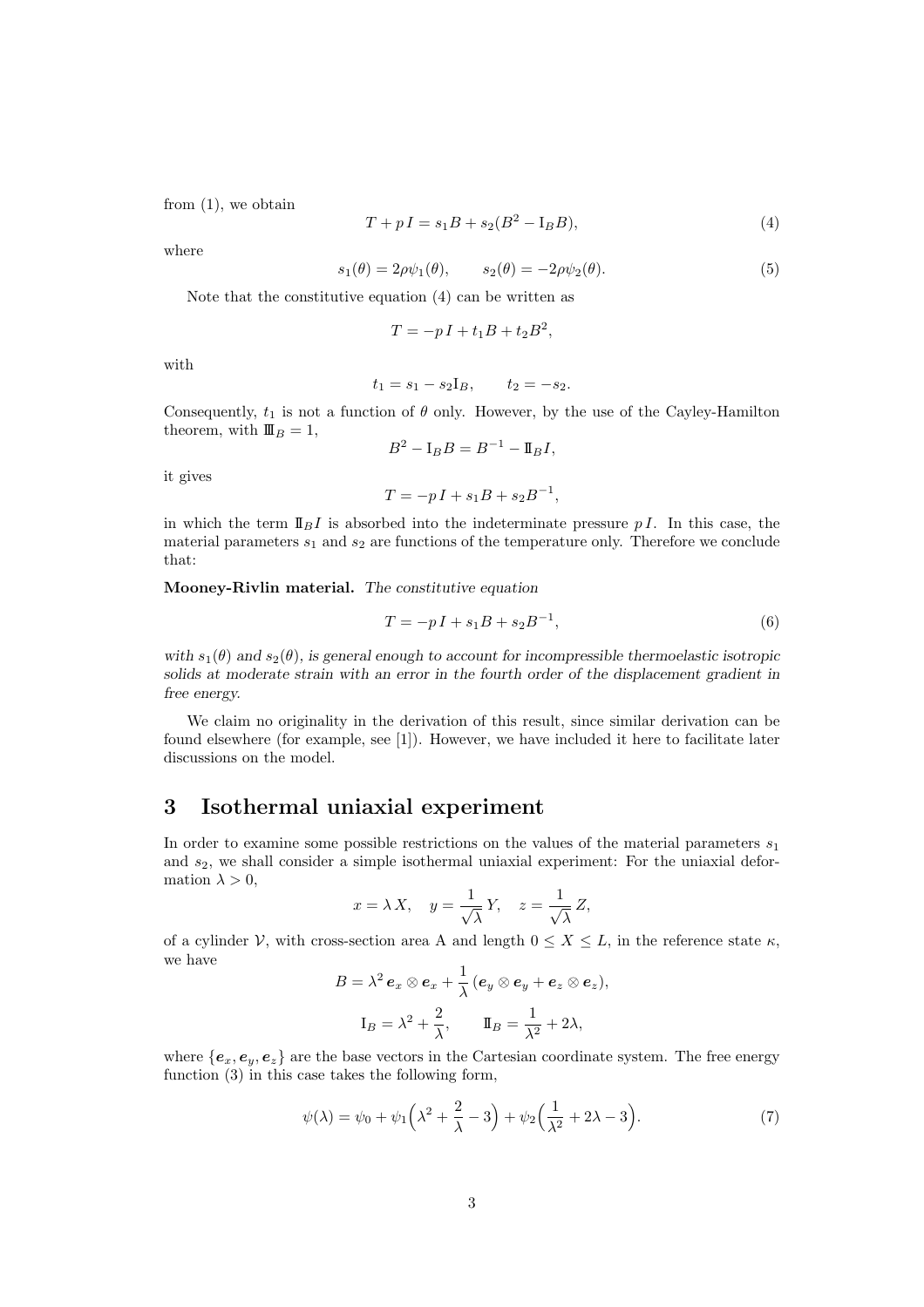from (1), we obtain

$$T + p\,I = s_1 B + s_2(B^2 - \mathrm{I}_B B), \tag{4}$$

where

$$s_1(\theta) = 2\rho\psi_1(\theta), \qquad s_2(\theta) = -2\rho\psi_2(\theta). \tag{5}$$

Note that the constitutive equation (4) can be written as

$$T = -p\,I + t_1 B + t_2 B^2,$$

with

$$t_1 = s_1 - s_2 \mathrm{I}_B, \qquad t_2 = -s_2.$$

Consequently, $t_1$ is not a function of $\theta$ only. However, by the use of the Cayley-Hamilton theorem, with $\mathrm{III}_B = 1$,

$$B^2 - \mathrm{I}_B B = B^{-1} - \mathrm{II}_B I,$$

it gives

$$T = -p\,I + s_1 B + s_2 B^{-1},$$

in which the term $\mathrm{II}_B I$ is absorbed into the indeterminate pressure $p\,I$. In this case, the material parameters $s_1$ and $s_2$ are functions of the temperature only. Therefore we conclude that:

**Mooney-Rivlin material.** *The constitutive equation*

$$T = -p\,I + s_1 B + s_2 B^{-1}, \tag{6}$$

*with $s_1(\theta)$ and $s_2(\theta)$, is general enough to account for incompressible thermoelastic isotropic solids at moderate strain with an error in the fourth order of the displacement gradient in free energy.*

We claim no originality in the derivation of this result, since similar derivation can be found elsewhere (for example, see [1]). However, we have included it here to facilitate later discussions on the model.

# 3 Isothermal uniaxial experiment

In order to examine some possible restrictions on the values of the material parameters $s_1$ and $s_2$, we shall consider a simple isothermal uniaxial experiment: For the uniaxial deformation $\lambda > 0$,

$$x = \lambda\, X, \quad y = \frac{1}{\sqrt{\lambda}}\, Y, \quad z = \frac{1}{\sqrt{\lambda}}\, Z,$$

of a cylinder $\mathcal{V}$, with cross-section area A and length $0 \leq X \leq L$, in the reference state $\kappa$, we have

$$B = \lambda^2\, \boldsymbol{e}_x \otimes \boldsymbol{e}_x + \frac{1}{\lambda}\,(\boldsymbol{e}_y \otimes \boldsymbol{e}_y + \boldsymbol{e}_z \otimes \boldsymbol{e}_z),$$

$$\mathrm{I}_B = \lambda^2 + \frac{2}{\lambda}, \qquad \mathrm{II}_B = \frac{1}{\lambda^2} + 2\lambda,$$

where $\{\boldsymbol{e}_x, \boldsymbol{e}_y, \boldsymbol{e}_z\}$ are the base vectors in the Cartesian coordinate system. The free energy function (3) in this case takes the following form,

$$\psi(\lambda) = \psi_0 + \psi_1\Big(\lambda^2 + \frac{2}{\lambda} - 3\Big) + \psi_2\Big(\frac{1}{\lambda^2} + 2\lambda - 3\Big). \tag{7}$$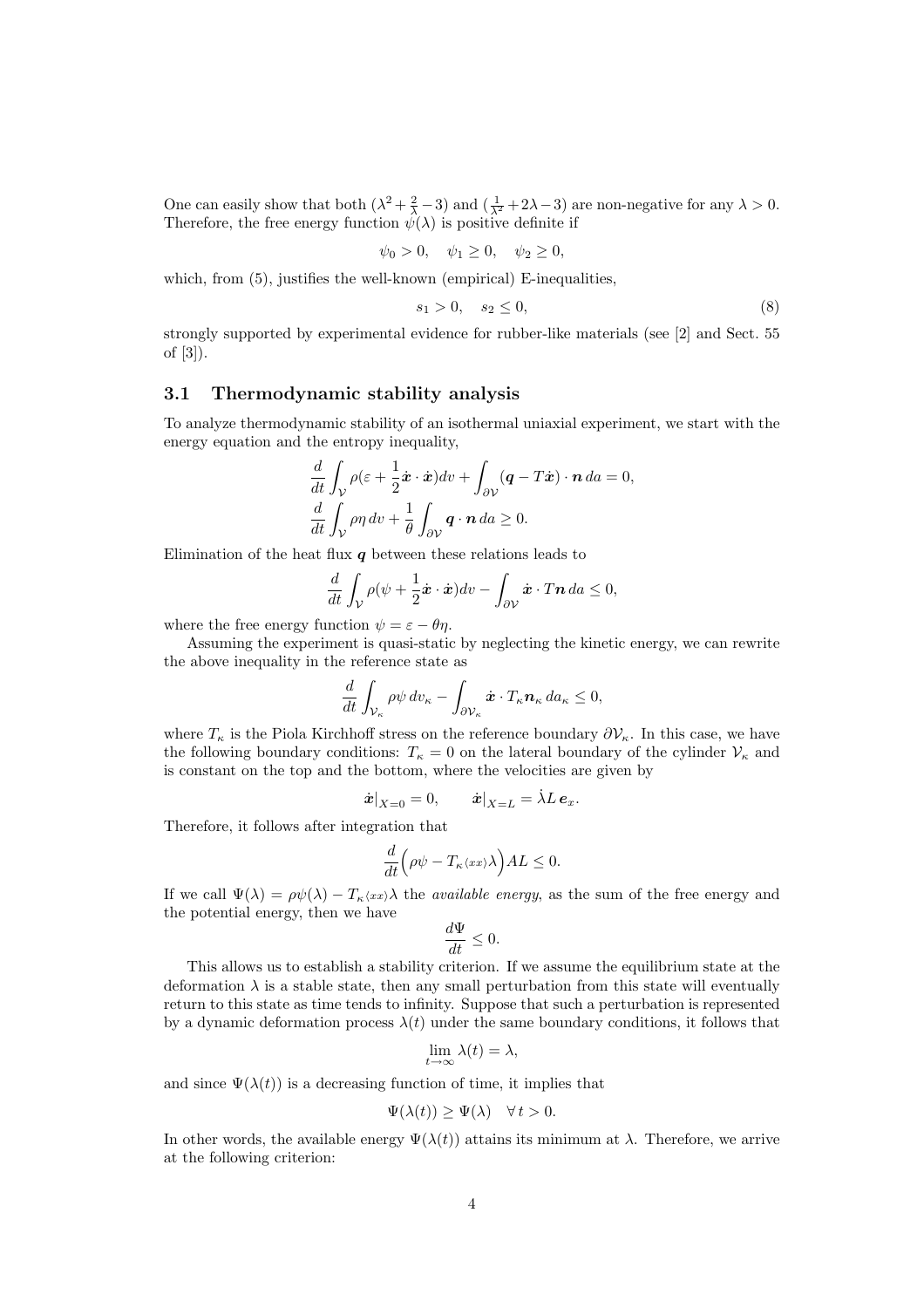One can easily show that both $(\lambda^2+\frac{2}{\lambda}-3)$ and $(\frac{1}{\lambda^2}+2\lambda-3)$ are non-negative for any $\lambda>0$. Therefore, the free energy function $\psi(\lambda)$ is positive definite if

$$\psi_0>0, \quad \psi_1\geq 0, \quad \psi_2 \geq 0,$$

which, from (5), justifies the well-known (empirical) E-inequalities,

$$s_1>0, \quad s_2\leq 0, \tag{8}$$

strongly supported by experimental evidence for rubber-like materials (see [2] and Sect. 55 of [3]).

### 3.1 Thermodynamic stability analysis

To analyze thermodynamic stability of an isothermal uniaxial experiment, we start with the energy equation and the entropy inequality,

$$\frac{d}{dt}\int_{\mathcal{V}}\rho(\varepsilon+\frac{1}{2}\dot{\boldsymbol{x}}\cdot\dot{\boldsymbol{x}})dv+\int_{\partial\mathcal{V}}(\boldsymbol{q}-T\dot{\boldsymbol{x}})\cdot\boldsymbol{n}\,da=0,$$
$$\frac{d}{dt}\int_{\mathcal{V}}\rho\eta\,dv+\frac{1}{\theta}\int_{\partial\mathcal{V}}\boldsymbol{q}\cdot\boldsymbol{n}\,da\geq 0.$$

Elimination of the heat flux $\boldsymbol{q}$ between these relations leads to

$$\frac{d}{dt}\int_{\mathcal{V}}\rho(\psi+\frac{1}{2}\dot{\boldsymbol{x}}\cdot\dot{\boldsymbol{x}})dv-\int_{\partial\mathcal{V}}\dot{\boldsymbol{x}}\cdot T\boldsymbol{n}\,da\leq 0,$$

where the free energy function $\psi=\varepsilon-\theta\eta$.

Assuming the experiment is quasi-static by neglecting the kinetic energy, we can rewrite the above inequality in the reference state as

$$\frac{d}{dt}\int_{\mathcal{V}_\kappa}\rho\psi\,dv_\kappa-\int_{\partial\mathcal{V}_\kappa}\dot{\boldsymbol{x}}\cdot T_\kappa\boldsymbol{n}_\kappa\,da_\kappa\leq 0,$$

where $T_\kappa$ is the Piola Kirchhoff stress on the reference boundary $\partial\mathcal{V}_\kappa$. In this case, we have the following boundary conditions: $T_\kappa=0$ on the lateral boundary of the cylinder $\mathcal{V}_\kappa$ and is constant on the top and the bottom, where the velocities are given by

$$\dot{\boldsymbol{x}}|_{X=0}=0, \qquad \dot{\boldsymbol{x}}|_{X=L}=\dot{\lambda}L\,\boldsymbol{e}_x.$$

Therefore, it follows after integration that

$$\frac{d}{dt}\Big(\rho\psi-T_{\kappa\langle xx\rangle}\lambda\Big)AL\leq 0.$$

If we call $\Psi(\lambda)=\rho\psi(\lambda)-T_{\kappa\langle xx\rangle}\lambda$ the *available energy*, as the sum of the free energy and the potential energy, then we have

$$\frac{d\Psi}{dt}\leq 0.$$

This allows us to establish a stability criterion. If we assume the equilibrium state at the deformation $\lambda$ is a stable state, then any small perturbation from this state will eventually return to this state as time tends to infinity. Suppose that such a perturbation is represented by a dynamic deformation process $\lambda(t)$ under the same boundary conditions, it follows that

$$\lim_{t\to\infty}\lambda(t)=\lambda,$$

and since $\Psi(\lambda(t))$ is a decreasing function of time, it implies that

$$\Psi(\lambda(t))\geq\Psi(\lambda) \quad \forall\, t>0.$$

In other words, the available energy $\Psi(\lambda(t))$ attains its minimum at $\lambda$. Therefore, we arrive at the following criterion: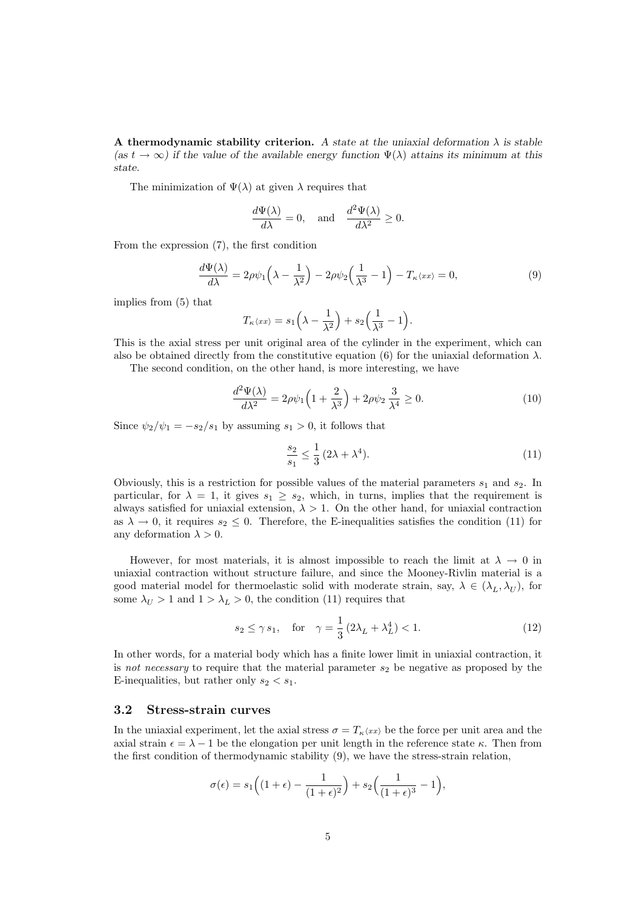**A thermodynamic stability criterion.** *A state at the uniaxial deformation $\lambda$ is stable (as $t \to \infty$) if the value of the available energy function $\Psi(\lambda)$ attains its minimum at this state.*

The minimization of $\Psi(\lambda)$ at given $\lambda$ requires that

$$\frac{d\Psi(\lambda)}{d\lambda} = 0, \quad \text{and} \quad \frac{d^2\Psi(\lambda)}{d\lambda^2} \geq 0.$$

From the expression (7), the first condition

$$\frac{d\Psi(\lambda)}{d\lambda} = 2\rho\psi_1\Big(\lambda - \frac{1}{\lambda^2}\Big) - 2\rho\psi_2\Big(\frac{1}{\lambda^3} - 1\Big) - T_{\kappa\langle xx\rangle} = 0, \tag{9}$$

implies from (5) that

$$T_{\kappa\langle xx\rangle} = s_1\Big(\lambda - \frac{1}{\lambda^2}\Big) + s_2\Big(\frac{1}{\lambda^3} - 1\Big).$$

This is the axial stress per unit original area of the cylinder in the experiment, which can also be obtained directly from the constitutive equation (6) for the uniaxial deformation $\lambda$.

The second condition, on the other hand, is more interesting, we have

$$\frac{d^2\Psi(\lambda)}{d\lambda^2} = 2\rho\psi_1\Big(1 + \frac{2}{\lambda^3}\Big) + 2\rho\psi_2\,\frac{3}{\lambda^4} \geq 0. \tag{10}$$

Since $\psi_2/\psi_1 = -s_2/s_1$ by assuming $s_1 > 0$, it follows that

$$\frac{s_2}{s_1} \leq \frac{1}{3}\,(2\lambda + \lambda^4). \tag{11}$$

Obviously, this is a restriction for possible values of the material parameters $s_1$ and $s_2$. In particular, for $\lambda = 1$, it gives $s_1 \geq s_2$, which, in turns, implies that the requirement is always satisfied for uniaxial extension, $\lambda > 1$. On the other hand, for uniaxial contraction as $\lambda \to 0$, it requires $s_2 \leq 0$. Therefore, the E-inequalities satisfies the condition (11) for any deformation $\lambda > 0$.

However, for most materials, it is almost impossible to reach the limit at $\lambda \to 0$ in uniaxial contraction without structure failure, and since the Mooney-Rivlin material is a good material model for thermoelastic solid with moderate strain, say, $\lambda \in (\lambda_L, \lambda_U)$, for some $\lambda_U > 1$ and $1 > \lambda_L > 0$, the condition (11) requires that

$$s_2 \leq \gamma\, s_1, \quad \text{for} \quad \gamma = \frac{1}{3}\,(2\lambda_L + \lambda_L^4) < 1. \tag{12}$$

In other words, for a material body which has a finite lower limit in uniaxial contraction, it is *not necessary* to require that the material parameter $s_2$ be negative as proposed by the E-inequalities, but rather only $s_2 < s_1$.

### 3.2 Stress-strain curves

In the uniaxial experiment, let the axial stress $\sigma = T_{\kappa\langle xx\rangle}$ be the force per unit area and the axial strain $\epsilon = \lambda - 1$ be the elongation per unit length in the reference state $\kappa$. Then from the first condition of thermodynamic stability (9), we have the stress-strain relation,

$$\sigma(\epsilon) = s_1\Big((1+\epsilon) - \frac{1}{(1+\epsilon)^2}\Big) + s_2\Big(\frac{1}{(1+\epsilon)^3} - 1\Big),$$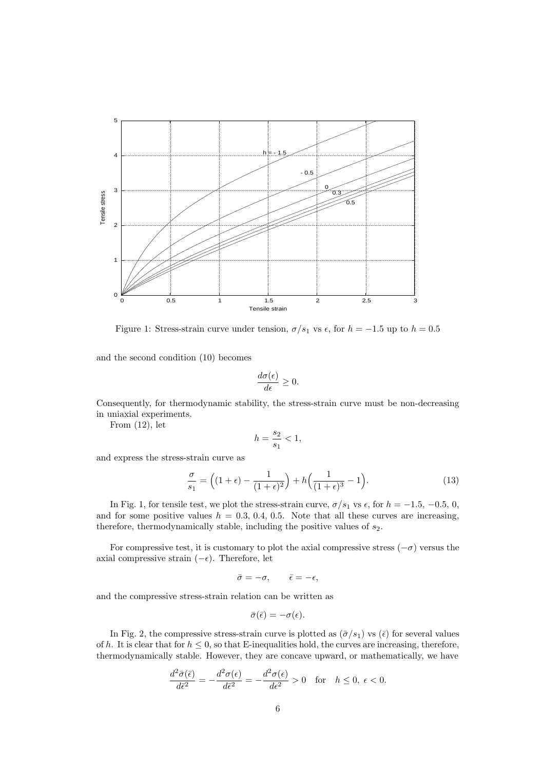Figure 1: Stress-strain curve under tension, $\sigma/s_1$ vs $\epsilon$, for $h = -1.5$ up to $h = 0.5$

and the second condition (10) becomes

$$\frac{d\sigma(\epsilon)}{d\epsilon} \geq 0.$$

Consequently, for thermodynamic stability, the stress-strain curve must be non-decreasing in uniaxial experiments.

From (12), let

$$h = \frac{s_2}{s_1} < 1,$$

and express the stress-strain curve as

$$\frac{\sigma}{s_1} = \Big((1+\epsilon) - \frac{1}{(1+\epsilon)^2}\Big) + h\Big(\frac{1}{(1+\epsilon)^3} - 1\Big). \tag{13}$$

In Fig. 1, for tensile test, we plot the stress-strain curve, $\sigma/s_1$ vs $\epsilon$, for $h = -1.5$, $-0.5$, $0$, and for some positive values $h = 0.3$, $0.4$, $0.5$. Note that all these curves are increasing, therefore, thermodynamically stable, including the positive values of $s_2$.

For compressive test, it is customary to plot the axial compressive stress $(-\sigma)$ versus the axial compressive strain $(-\epsilon)$. Therefore, let

$$\bar{\sigma} = -\sigma, \qquad \bar{\epsilon} = -\epsilon,$$

and the compressive stress-strain relation can be written as

$$\bar{\sigma}(\bar{\epsilon}) = -\sigma(\epsilon).$$

In Fig. 2, the compressive stress-strain curve is plotted as $(\bar{\sigma}/s_1)$ vs $(\bar{\epsilon})$ for several values of $h$. It is clear that for $h \leq 0$, so that E-inequalities hold, the curves are increasing, therefore, thermodynamically stable. However, they are concave upward, or mathematically, we have

$$\frac{d^2\bar{\sigma}(\bar{\epsilon})}{d\bar{\epsilon}^2} = -\frac{d^2\sigma(\epsilon)}{d\bar{\epsilon}^2} = -\frac{d^2\sigma(\epsilon)}{d\epsilon^2} > 0 \quad \text{for} \quad h \leq 0,\ \epsilon < 0.$$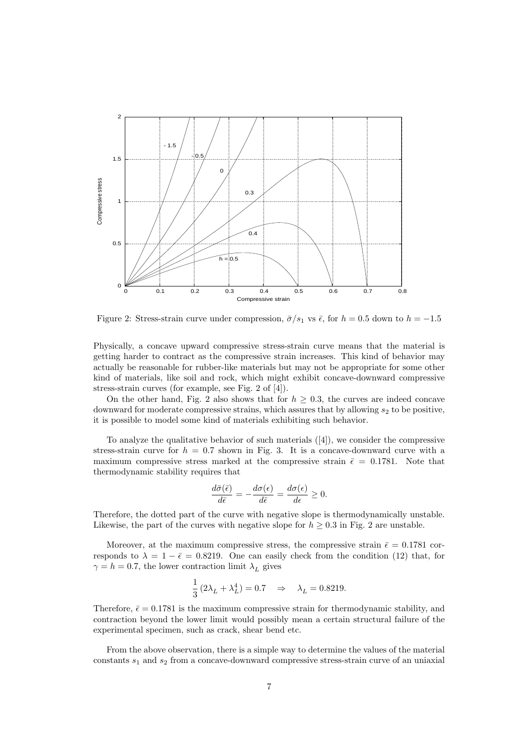Figure 2: Stress-strain curve under compression, $\bar{\sigma}/s_1$ vs $\bar{\epsilon}$, for $h = 0.5$ down to $h = -1.5$

Physically, a concave upward compressive stress-strain curve means that the material is getting harder to contract as the compressive strain increases. This kind of behavior may actually be reasonable for rubber-like materials but may not be appropriate for some other kind of materials, like soil and rock, which might exhibit concave-downward compressive stress-strain curves (for example, see Fig. 2 of [4]).

On the other hand, Fig. 2 also shows that for $h \geq 0.3$, the curves are indeed concave downward for moderate compressive strains, which assures that by allowing $s_2$ to be positive, it is possible to model some kind of materials exhibiting such behavior.

To analyze the qualitative behavior of such materials ([4]), we consider the compressive stress-strain curve for $h = 0.7$ shown in Fig. 3. It is a concave-downward curve with a maximum compressive stress marked at the compressive strain $\bar{\epsilon} = 0.1781$. Note that thermodynamic stability requires that

$$\frac{d\bar{\sigma}(\bar{\epsilon})}{d\bar{\epsilon}} = -\frac{d\sigma(\epsilon)}{d\bar{\epsilon}} = \frac{d\sigma(\epsilon)}{d\epsilon} \geq 0.$$

Therefore, the dotted part of the curve with negative slope is thermodynamically unstable. Likewise, the part of the curves with negative slope for $h \geq 0.3$ in Fig. 2 are unstable.

Moreover, at the maximum compressive stress, the compressive strain $\bar{\epsilon} = 0.1781$ corresponds to $\lambda = 1 - \bar{\epsilon} = 0.8219$. One can easily check from the condition (12) that, for $\gamma = h = 0.7$, the lower contraction limit $\lambda_L$ gives

$$\frac{1}{3}\,(2\lambda_L + \lambda_L^4) = 0.7 \quad \Rightarrow \quad \lambda_L = 0.8219.$$

Therefore, $\bar{\epsilon} = 0.1781$ is the maximum compressive strain for thermodynamic stability, and contraction beyond the lower limit would possibly mean a certain structural failure of the experimental specimen, such as crack, shear bend etc.

From the above observation, there is a simple way to determine the values of the material constants $s_1$ and $s_2$ from a concave-downward compressive stress-strain curve of an uniaxial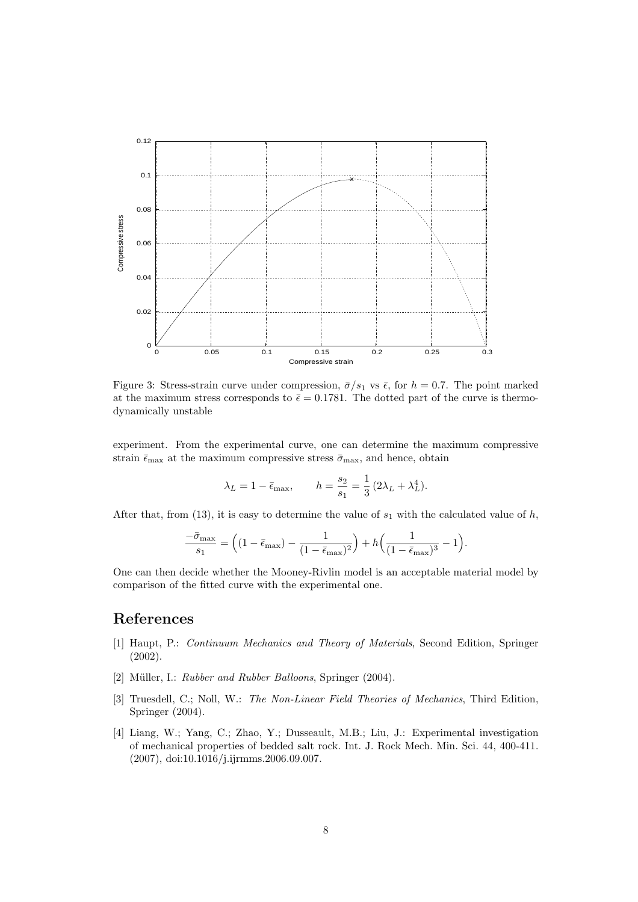0.12
0.1
0.08
0.06
0.04
0.02
0

0 0.05 0.1 0.15 0.2 0.25 0.3

Compressive stress

Compressive strain

Figure 3: Stress-strain curve under compression, $\bar{\sigma}/s_1$ vs $\bar{\epsilon}$, for $h = 0.7$. The point marked at the maximum stress corresponds to $\bar{\epsilon} = 0.1781$. The dotted part of the curve is thermodynamically unstable

experiment. From the experimental curve, one can determine the maximum compressive strain $\bar{\epsilon}_{\max}$ at the maximum compressive stress $\bar{\sigma}_{\max}$, and hence, obtain

$$\lambda_L = 1 - \bar{\epsilon}_{\max}, \qquad h = \frac{s_2}{s_1} = \frac{1}{3}\,(2\lambda_L + \lambda_L^4).$$

After that, from (13), it is easy to determine the value of $s_1$ with the calculated value of $h$,

$$\frac{-\bar{\sigma}_{\max}}{s_1} = \Big((1 - \bar{\epsilon}_{\max}) - \frac{1}{(1 - \bar{\epsilon}_{\max})^2}\Big) + h\Big(\frac{1}{(1 - \bar{\epsilon}_{\max})^3} - 1\Big).$$

One can then decide whether the Mooney-Rivlin model is an acceptable material model by comparison of the fitted curve with the experimental one.

## References

[1] Haupt, P.: *Continuum Mechanics and Theory of Materials*, Second Edition, Springer (2002).

[2] Müller, I.: *Rubber and Rubber Balloons*, Springer (2004).

[3] Truesdell, C.; Noll, W.: *The Non-Linear Field Theories of Mechanics*, Third Edition, Springer (2004).

[4] Liang, W.; Yang, C.; Zhao, Y.; Dusseault, M.B.; Liu, J.: Experimental investigation of mechanical properties of bedded salt rock. Int. J. Rock Mech. Min. Sci. 44, 400-411. (2007), doi:10.1016/j.ijrmms.2006.09.007.